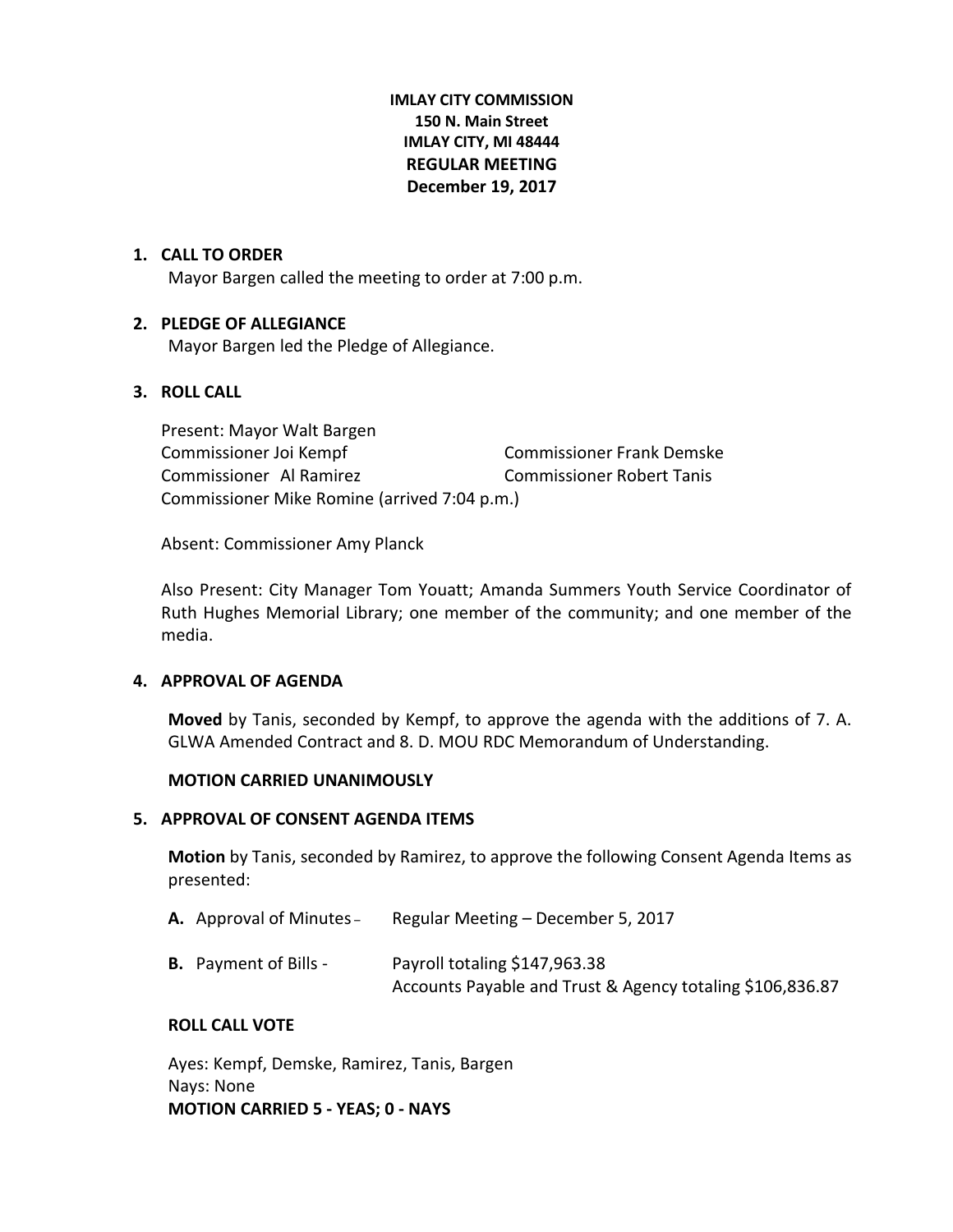**IMLAY CITY COMMISSION**
**150 N. Main Street**
**IMLAY CITY, MI 48444**
**REGULAR MEETING**
**December 19, 2017**

1. **CALL TO ORDER**
   Mayor Bargen called the meeting to order at 7:00 p.m.

2. **PLEDGE OF ALLEGIANCE**
   Mayor Bargen led the Pledge of Allegiance.

3. **ROLL CALL**

   Present: Mayor Walt Bargen
   Commissioner Joi Kempf
   Commissioner Frank Demske
   Commissioner Al Ramirez
   Commissioner Robert Tanis
   Commissioner Mike Romine (arrived 7:04 p.m.)

   Absent: Commissioner Amy Planck

   Also Present: City Manager Tom Youatt; Amanda Summers Youth Service Coordinator of Ruth Hughes Memorial Library; one member of the community; and one member of the media.

4. **APPROVAL OF AGENDA**

   **Moved** by Tanis, seconded by Kempf, to approve the agenda with the additions of 7. A. GLWA Amended Contract and 8. D. MOU RDC Memorandum of Understanding.

   **MOTION CARRIED UNANIMOUSLY**

5. **APPROVAL OF CONSENT AGENDA ITEMS**

   **Motion** by Tanis, seconded by Ramirez, to approve the following Consent Agenda Items as presented:

   **A.** Approval of Minutes – Regular Meeting – December 5, 2017

   **B.** Payment of Bills - Payroll totaling $147,963.38
   Accounts Payable and Trust & Agency totaling $106,836.87

   **ROLL CALL VOTE**

   Ayes: Kempf, Demske, Ramirez, Tanis, Bargen
   Nays: None
   **MOTION CARRIED 5 - YEAS; 0 - NAYS**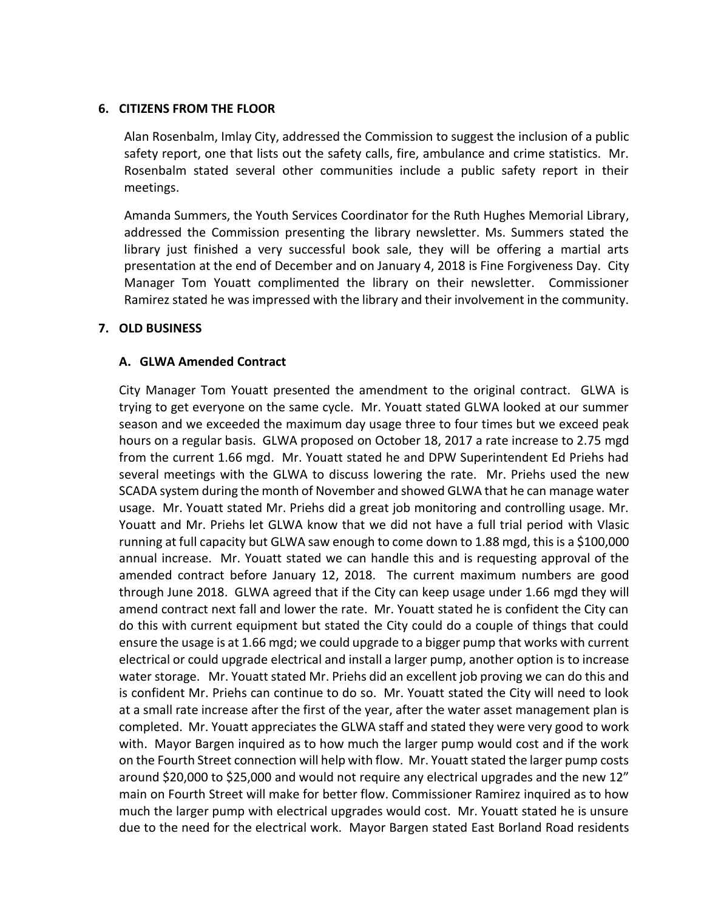## 6. CITIZENS FROM THE FLOOR

Alan Rosenbalm, Imlay City, addressed the Commission to suggest the inclusion of a public safety report, one that lists out the safety calls, fire, ambulance and crime statistics. Mr. Rosenbalm stated several other communities include a public safety report in their meetings.

Amanda Summers, the Youth Services Coordinator for the Ruth Hughes Memorial Library, addressed the Commission presenting the library newsletter. Ms. Summers stated the library just finished a very successful book sale, they will be offering a martial arts presentation at the end of December and on January 4, 2018 is Fine Forgiveness Day. City Manager Tom Youatt complimented the library on their newsletter. Commissioner Ramirez stated he was impressed with the library and their involvement in the community.

## 7. OLD BUSINESS

### A. GLWA Amended Contract

City Manager Tom Youatt presented the amendment to the original contract. GLWA is trying to get everyone on the same cycle. Mr. Youatt stated GLWA looked at our summer season and we exceeded the maximum day usage three to four times but we exceed peak hours on a regular basis. GLWA proposed on October 18, 2017 a rate increase to 2.75 mgd from the current 1.66 mgd. Mr. Youatt stated he and DPW Superintendent Ed Priehs had several meetings with the GLWA to discuss lowering the rate. Mr. Priehs used the new SCADA system during the month of November and showed GLWA that he can manage water usage. Mr. Youatt stated Mr. Priehs did a great job monitoring and controlling usage. Mr. Youatt and Mr. Priehs let GLWA know that we did not have a full trial period with Vlasic running at full capacity but GLWA saw enough to come down to 1.88 mgd, this is a $100,000 annual increase. Mr. Youatt stated we can handle this and is requesting approval of the amended contract before January 12, 2018. The current maximum numbers are good through June 2018. GLWA agreed that if the City can keep usage under 1.66 mgd they will amend contract next fall and lower the rate. Mr. Youatt stated he is confident the City can do this with current equipment but stated the City could do a couple of things that could ensure the usage is at 1.66 mgd; we could upgrade to a bigger pump that works with current electrical or could upgrade electrical and install a larger pump, another option is to increase water storage. Mr. Youatt stated Mr. Priehs did an excellent job proving we can do this and is confident Mr. Priehs can continue to do so. Mr. Youatt stated the City will need to look at a small rate increase after the first of the year, after the water asset management plan is completed. Mr. Youatt appreciates the GLWA staff and stated they were very good to work with. Mayor Bargen inquired as to how much the larger pump would cost and if the work on the Fourth Street connection will help with flow. Mr. Youatt stated the larger pump costs around $20,000 to $25,000 and would not require any electrical upgrades and the new 12" main on Fourth Street will make for better flow. Commissioner Ramirez inquired as to how much the larger pump with electrical upgrades would cost. Mr. Youatt stated he is unsure due to the need for the electrical work. Mayor Bargen stated East Borland Road residents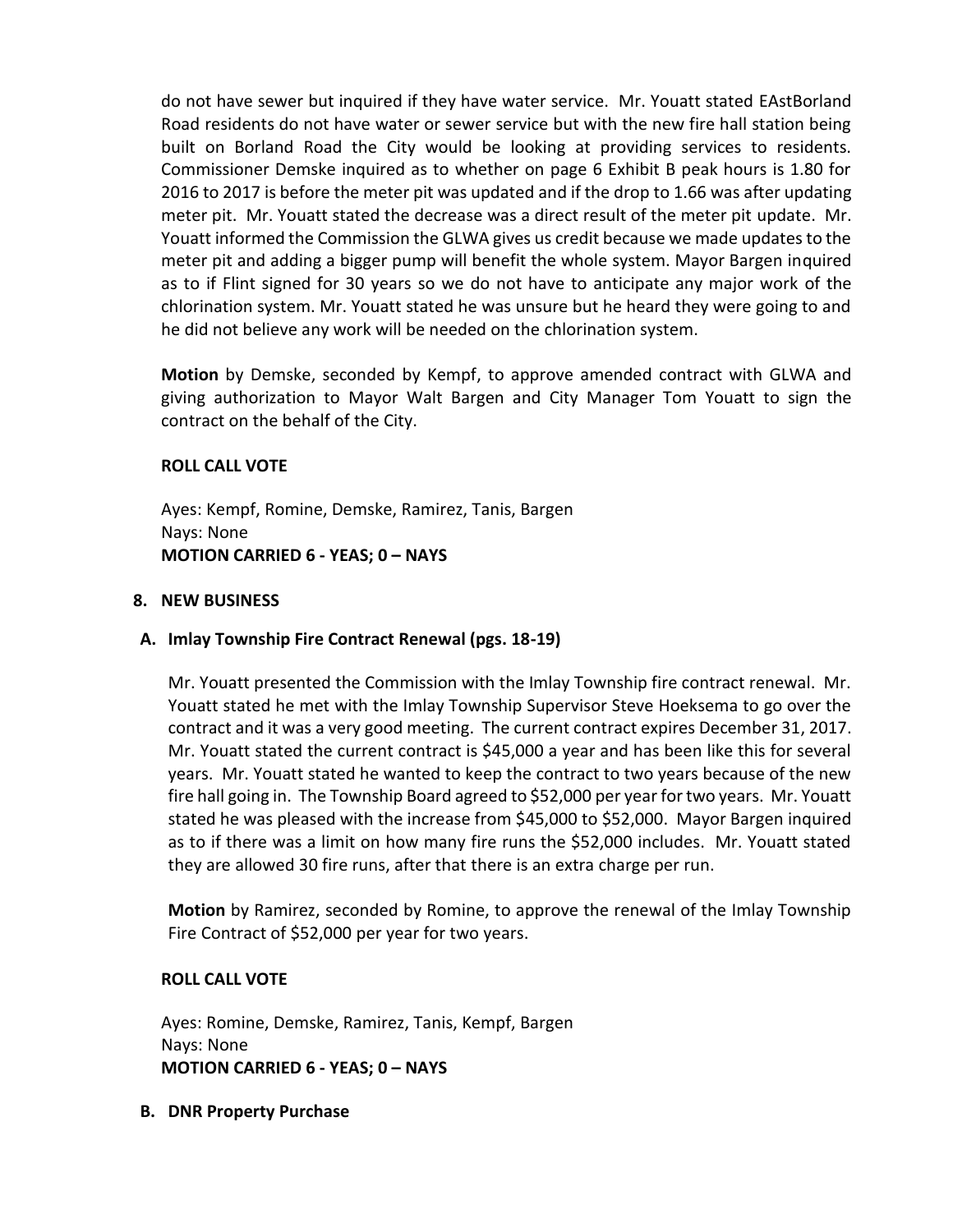do not have sewer but inquired if they have water service. Mr. Youatt stated EAstBorland Road residents do not have water or sewer service but with the new fire hall station being built on Borland Road the City would be looking at providing services to residents. Commissioner Demske inquired as to whether on page 6 Exhibit B peak hours is 1.80 for 2016 to 2017 is before the meter pit was updated and if the drop to 1.66 was after updating meter pit. Mr. Youatt stated the decrease was a direct result of the meter pit update. Mr. Youatt informed the Commission the GLWA gives us credit because we made updates to the meter pit and adding a bigger pump will benefit the whole system. Mayor Bargen inquired as to if Flint signed for 30 years so we do not have to anticipate any major work of the chlorination system. Mr. Youatt stated he was unsure but he heard they were going to and he did not believe any work will be needed on the chlorination system.

**Motion** by Demske, seconded by Kempf, to approve amended contract with GLWA and giving authorization to Mayor Walt Bargen and City Manager Tom Youatt to sign the contract on the behalf of the City.

**ROLL CALL VOTE**

Ayes: Kempf, Romine, Demske, Ramirez, Tanis, Bargen
Nays: None
**MOTION CARRIED 6 - YEAS; 0 – NAYS**

## 8. NEW BUSINESS

### A. Imlay Township Fire Contract Renewal (pgs. 18-19)

Mr. Youatt presented the Commission with the Imlay Township fire contract renewal. Mr. Youatt stated he met with the Imlay Township Supervisor Steve Hoeksema to go over the contract and it was a very good meeting. The current contract expires December 31, 2017. Mr. Youatt stated the current contract is $45,000 a year and has been like this for several years. Mr. Youatt stated he wanted to keep the contract to two years because of the new fire hall going in. The Township Board agreed to $52,000 per year for two years. Mr. Youatt stated he was pleased with the increase from $45,000 to $52,000. Mayor Bargen inquired as to if there was a limit on how many fire runs the $52,000 includes. Mr. Youatt stated they are allowed 30 fire runs, after that there is an extra charge per run.

**Motion** by Ramirez, seconded by Romine, to approve the renewal of the Imlay Township Fire Contract of $52,000 per year for two years.

**ROLL CALL VOTE**

Ayes: Romine, Demske, Ramirez, Tanis, Kempf, Bargen
Nays: None
**MOTION CARRIED 6 - YEAS; 0 – NAYS**

### B. DNR Property Purchase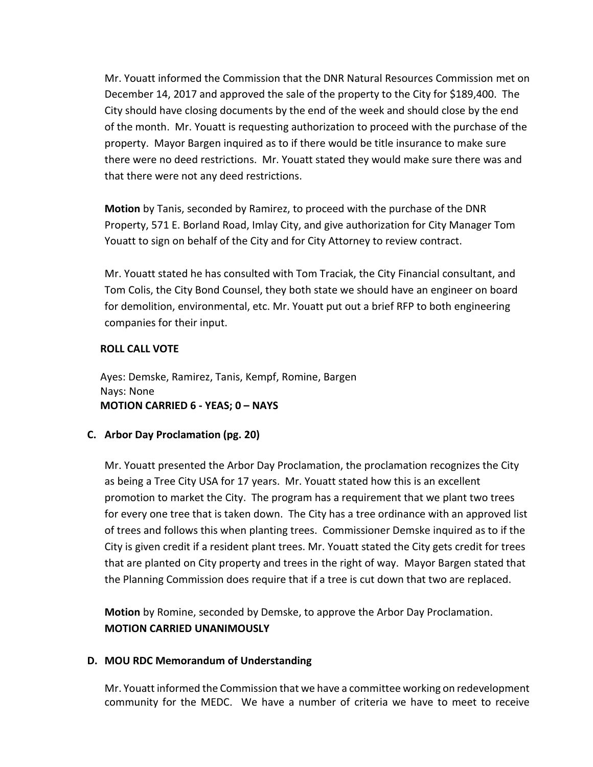Mr. Youatt informed the Commission that the DNR Natural Resources Commission met on December 14, 2017 and approved the sale of the property to the City for $189,400. The City should have closing documents by the end of the week and should close by the end of the month. Mr. Youatt is requesting authorization to proceed with the purchase of the property. Mayor Bargen inquired as to if there would be title insurance to make sure there were no deed restrictions. Mr. Youatt stated they would make sure there was and that there were not any deed restrictions.

**Motion** by Tanis, seconded by Ramirez, to proceed with the purchase of the DNR Property, 571 E. Borland Road, Imlay City, and give authorization for City Manager Tom Youatt to sign on behalf of the City and for City Attorney to review contract.

Mr. Youatt stated he has consulted with Tom Traciak, the City Financial consultant, and Tom Colis, the City Bond Counsel, they both state we should have an engineer on board for demolition, environmental, etc. Mr. Youatt put out a brief RFP to both engineering companies for their input.

**ROLL CALL VOTE**

Ayes: Demske, Ramirez, Tanis, Kempf, Romine, Bargen
Nays: None
**MOTION CARRIED 6 - YEAS; 0 – NAYS**

**C. Arbor Day Proclamation (pg. 20)**

Mr. Youatt presented the Arbor Day Proclamation, the proclamation recognizes the City as being a Tree City USA for 17 years. Mr. Youatt stated how this is an excellent promotion to market the City. The program has a requirement that we plant two trees for every one tree that is taken down. The City has a tree ordinance with an approved list of trees and follows this when planting trees. Commissioner Demske inquired as to if the City is given credit if a resident plant trees. Mr. Youatt stated the City gets credit for trees that are planted on City property and trees in the right of way. Mayor Bargen stated that the Planning Commission does require that if a tree is cut down that two are replaced.

**Motion** by Romine, seconded by Demske, to approve the Arbor Day Proclamation.
**MOTION CARRIED UNANIMOUSLY**

**D. MOU RDC Memorandum of Understanding**

Mr. Youatt informed the Commission that we have a committee working on redevelopment community for the MEDC. We have a number of criteria we have to meet to receive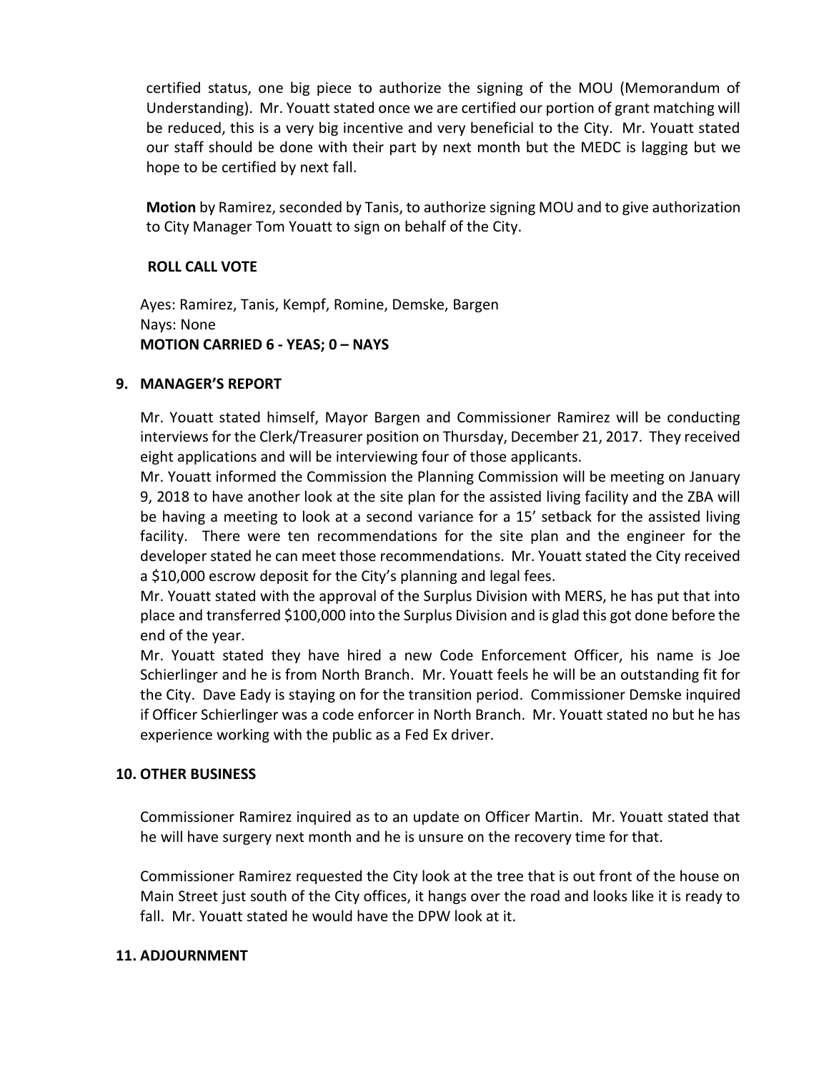certified status, one big piece to authorize the signing of the MOU (Memorandum of Understanding). Mr. Youatt stated once we are certified our portion of grant matching will be reduced, this is a very big incentive and very beneficial to the City. Mr. Youatt stated our staff should be done with their part by next month but the MEDC is lagging but we hope to be certified by next fall.

**Motion** by Ramirez, seconded by Tanis, to authorize signing MOU and to give authorization to City Manager Tom Youatt to sign on behalf of the City.

**ROLL CALL VOTE**

Ayes: Ramirez, Tanis, Kempf, Romine, Demske, Bargen
Nays: None
**MOTION CARRIED 6 - YEAS; 0 – NAYS**

## 9. MANAGER'S REPORT

Mr. Youatt stated himself, Mayor Bargen and Commissioner Ramirez will be conducting interviews for the Clerk/Treasurer position on Thursday, December 21, 2017. They received eight applications and will be interviewing four of those applicants.

Mr. Youatt informed the Commission the Planning Commission will be meeting on January 9, 2018 to have another look at the site plan for the assisted living facility and the ZBA will be having a meeting to look at a second variance for a 15' setback for the assisted living facility. There were ten recommendations for the site plan and the engineer for the developer stated he can meet those recommendations. Mr. Youatt stated the City received a $10,000 escrow deposit for the City's planning and legal fees.

Mr. Youatt stated with the approval of the Surplus Division with MERS, he has put that into place and transferred $100,000 into the Surplus Division and is glad this got done before the end of the year.

Mr. Youatt stated they have hired a new Code Enforcement Officer, his name is Joe Schierlinger and he is from North Branch. Mr. Youatt feels he will be an outstanding fit for the City. Dave Eady is staying on for the transition period. Commissioner Demske inquired if Officer Schierlinger was a code enforcer in North Branch. Mr. Youatt stated no but he has experience working with the public as a Fed Ex driver.

## 10. OTHER BUSINESS

Commissioner Ramirez inquired as to an update on Officer Martin. Mr. Youatt stated that he will have surgery next month and he is unsure on the recovery time for that.

Commissioner Ramirez requested the City look at the tree that is out front of the house on Main Street just south of the City offices, it hangs over the road and looks like it is ready to fall. Mr. Youatt stated he would have the DPW look at it.

## 11. ADJOURNMENT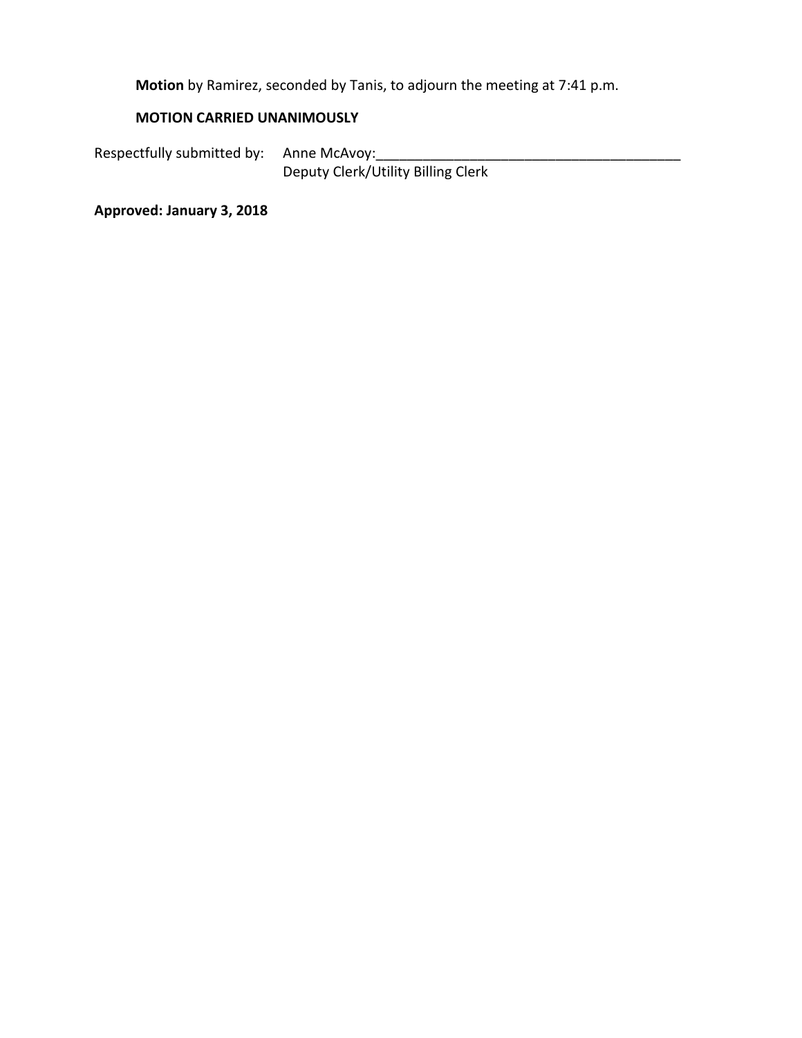**Motion** by Ramirez, seconded by Tanis, to adjourn the meeting at 7:41 p.m.

**MOTION CARRIED UNANIMOUSLY**

Respectfully submitted by: Anne McAvoy:_________________________________________
Deputy Clerk/Utility Billing Clerk

**Approved: January 3, 2018**